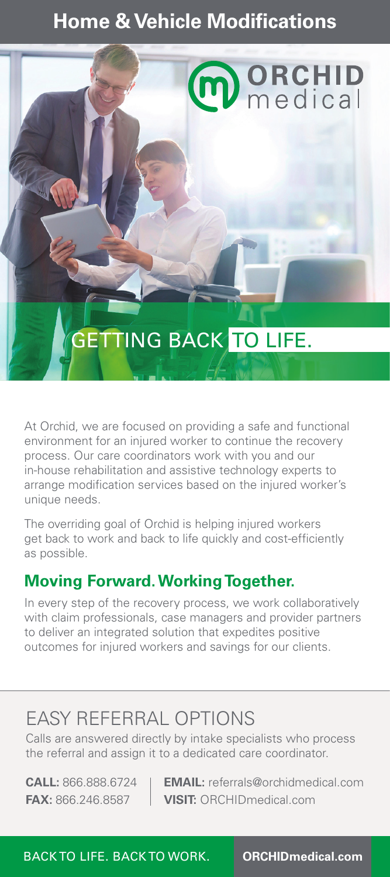# Home & Vehicle Modifications

ORCHID medical

## GETTING BACK TO LIFE.

At Orchid, we are focused on providing a safe and functional environment for an injured worker to continue the recovery process. Our care coordinators work with you and our in-house rehabilitation and assistive technology experts to arrange modification services based on the injured worker's unique needs.

The overriding goal of Orchid is helping injured workers get back to work and back to life quickly and cost-efficiently as possible.

### Moving Forward. Working Together.

In every step of the recovery process, we work collaboratively with claim professionals, case managers and provider partners to deliver an integrated solution that expedites positive outcomes for injured workers and savings for our clients.

## EASY REFERRAL OPTIONS

Calls are answered directly by intake specialists who process the referral and assign it to a dedicated care coordinator.

**CALL:** 866.888.6724
**FAX:** 866.246.8587

**EMAIL:** referrals@orchidmedical.com
**VISIT:** ORCHIDmedical.com

BACK TO LIFE. BACK TO WORK. **ORCHIDmedical.com**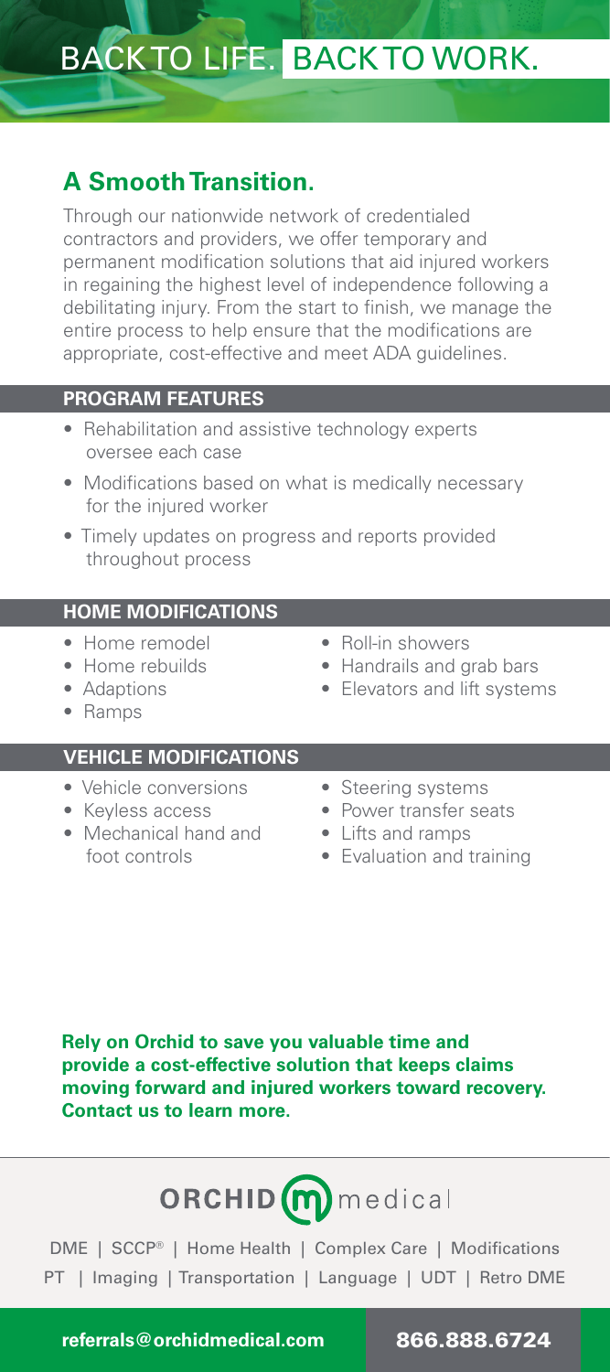# BACK TO LIFE. BACK TO WORK.

## A Smooth Transition.

Through our nationwide network of credentialed contractors and providers, we offer temporary and permanent modification solutions that aid injured workers in regaining the highest level of independence following a debilitating injury. From the start to finish, we manage the entire process to help ensure that the modifications are appropriate, cost-effective and meet ADA guidelines.

### PROGRAM FEATURES

- Rehabilitation and assistive technology experts oversee each case
- Modifications based on what is medically necessary for the injured worker
- Timely updates on progress and reports provided throughout process

### HOME MODIFICATIONS

- Home remodel
- Home rebuilds
- Adaptions
- Ramps
- Roll-in showers
- Handrails and grab bars
- Elevators and lift systems

### VEHICLE MODIFICATIONS

- Vehicle conversions
- Keyless access
- Mechanical hand and foot controls
- Steering systems
- Power transfer seats
- Lifts and ramps
- Evaluation and training

**Rely on Orchid to save you valuable time and provide a cost-effective solution that keeps claims moving forward and injured workers toward recovery. Contact us to learn more.**

ORCHID medical

DME | SCCP® | Home Health | Complex Care | Modifications
PT | Imaging | Transportation | Language | UDT | Retro DME

**referrals@orchidmedical.com** **866.888.6724**